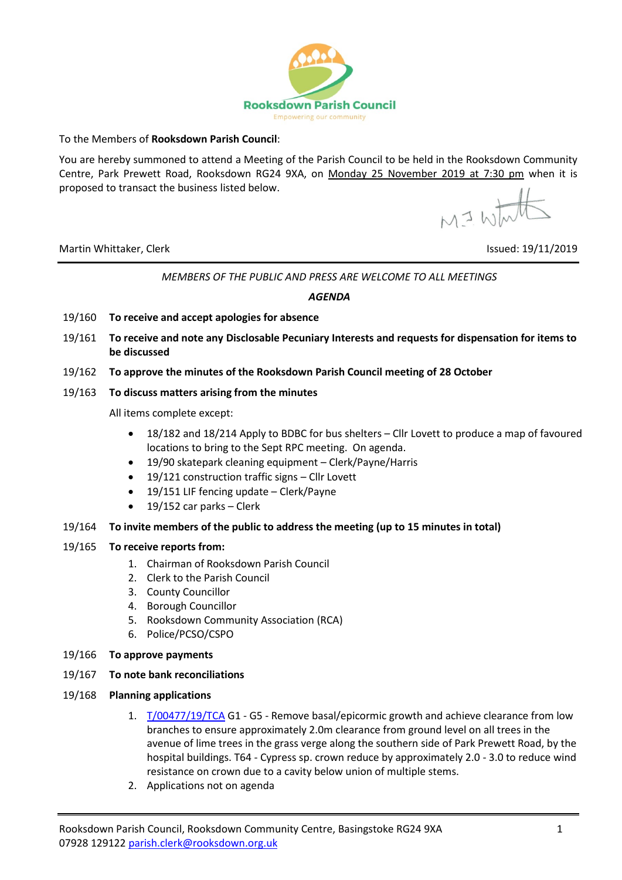**Rookdown Parish Council**

Empowering our community

To the Members of **Rooksdown Parish Council**:

You are hereby summoned to attend a Meeting of the Parish Council to be held in the Rooksdown Community Centre, Park Prewett Road, Rooksdown RG24 9XA, on Monday 25 November 2019 at 7:30 pm when it is proposed to transact the business listed below.

Martin Whittaker, Clerk

Issued: 19/11/2019

---

*MEMBERS OF THE PUBLIC AND PRESS ARE WELCOME TO ALL MEETINGS*

***AGENDA***

19/160 **To receive and accept apologies for absence**

19/161 **To receive and note any Disclosable Pecuniary Interests and requests for dispensation for items to be discussed**

19/162 **To approve the minutes of the Rooksdown Parish Council meeting of 28 October**

19/163 **To discuss matters arising from the minutes**

All items complete except:

- 18/182 and 18/214 Apply to BDBC for bus shelters – Cllr Lovett to produce a map of favoured locations to bring to the Sept RPC meeting. On agenda.
- 19/90 skatepark cleaning equipment – Clerk/Payne/Harris
- 19/121 construction traffic signs – Cllr Lovett
- 19/151 LIF fencing update – Clerk/Payne
- 19/152 car parks – Clerk

19/164 **To invite members of the public to address the meeting (up to 15 minutes in total)**

19/165 **To receive reports from:**

1. Chairman of Rooksdown Parish Council
2. Clerk to the Parish Council
3. County Councillor
4. Borough Councillor
5. Rooksdown Community Association (RCA)
6. Police/PCSO/CSPO

19/166 **To approve payments**

19/167 **To note bank reconciliations**

19/168 **Planning applications**

1. T/00477/19/TCA G1 - G5 - Remove basal/epicormic growth and achieve clearance from low branches to ensure approximately 2.0m clearance from ground level on all trees in the avenue of lime trees in the grass verge along the southern side of Park Prewett Road, by the hospital buildings. T64 - Cypress sp. crown reduce by approximately 2.0 - 3.0 to reduce wind resistance on crown due to a cavity below union of multiple stems.
2. Applications not on agenda

---

Rooksdown Parish Council, Rooksdown Community Centre, Basingstoke RG24 9XA
07928 129122 parish.clerk@rooksdown.org.uk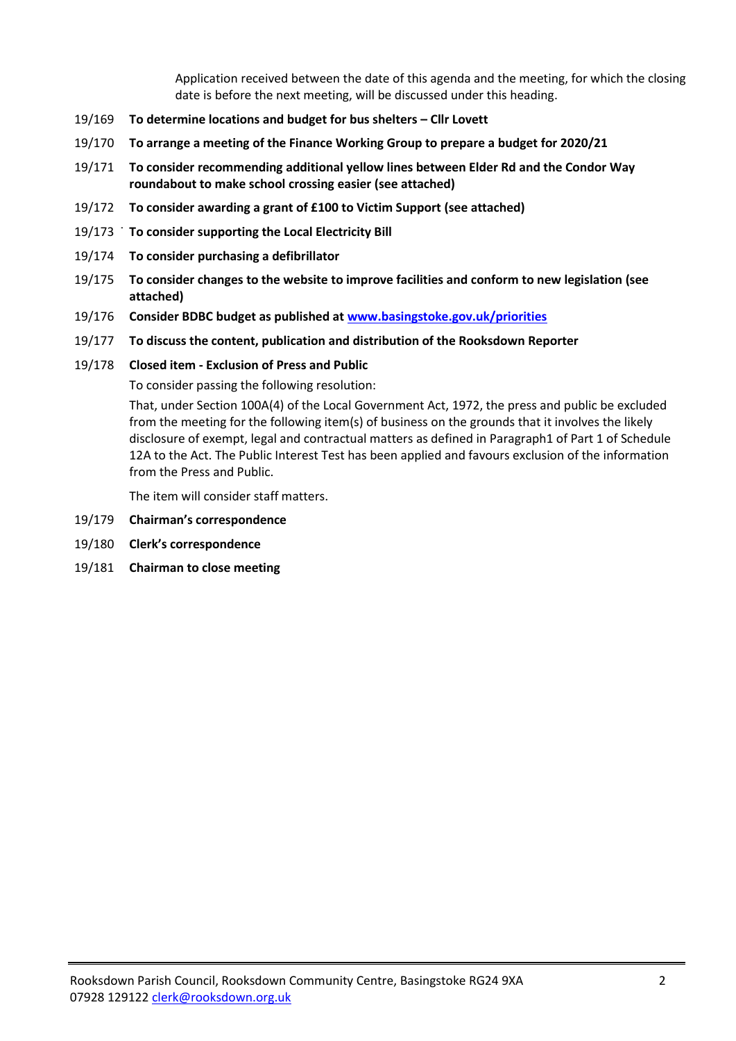Application received between the date of this agenda and the meeting, for which the closing date is before the next meeting, will be discussed under this heading.

19/169 **To determine locations and budget for bus shelters – Cllr Lovett**

19/170 **To arrange a meeting of the Finance Working Group to prepare a budget for 2020/21**

19/171 **To consider recommending additional yellow lines between Elder Rd and the Condor Way roundabout to make school crossing easier (see attached)**

19/172 **To consider awarding a grant of £100 to Victim Support (see attached)**

19/173 **To consider supporting the Local Electricity Bill**

19/174 **To consider purchasing a defibrillator**

19/175 **To consider changes to the website to improve facilities and conform to new legislation (see attached)**

19/176 **Consider BDBC budget as published at [www.basingstoke.gov.uk/priorities](www.basingstoke.gov.uk/priorities)**

19/177 **To discuss the content, publication and distribution of the Rooksdown Reporter**

19/178 **Closed item - Exclusion of Press and Public**

To consider passing the following resolution:

That, under Section 100A(4) of the Local Government Act, 1972, the press and public be excluded from the meeting for the following item(s) of business on the grounds that it involves the likely disclosure of exempt, legal and contractual matters as defined in Paragraph1 of Part 1 of Schedule 12A to the Act. The Public Interest Test has been applied and favours exclusion of the information from the Press and Public.

The item will consider staff matters.

19/179 **Chairman's correspondence**

19/180 **Clerk's correspondence**

19/181 **Chairman to close meeting**